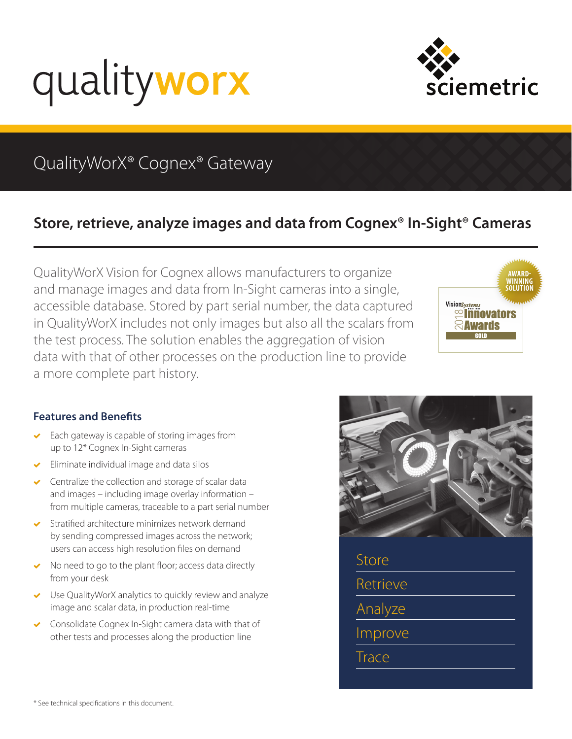# qualityworx

sciemetric

## QualityWorX® Cognex® Gateway

### Store, retrieve, analyze images and data from Cognex® In-Sight® Cameras

QualityWorX Vision for Cognex allows manufacturers to organize and manage images and data from In-Sight cameras into a single, accessible database. Stored by part serial number, the data captured in QualityWorX includes not only images but also all the scalars from the test process. The solution enables the aggregation of vision data with that of other processes on the production line to provide a more complete part history.

AWARD-WINNING SOLUTION

Vision Systems Design 2018 Innovators Awards GOLD

#### Features and Benefits

- Each gateway is capable of storing images from up to 12* Cognex In-Sight cameras
- Eliminate individual image and data silos
- Centralize the collection and storage of scalar data and images – including image overlay information – from multiple cameras, traceable to a part serial number
- Stratified architecture minimizes network demand by sending compressed images across the network; users can access high resolution files on demand
- No need to go to the plant floor; access data directly from your desk
- Use QualityWorX analytics to quickly review and analyze image and scalar data, in production real-time
- Consolidate Cognex In-Sight camera data with that of other tests and processes along the production line

Store

Retrieve

Analyze

Improve

Trace

* See technical specifications in this document.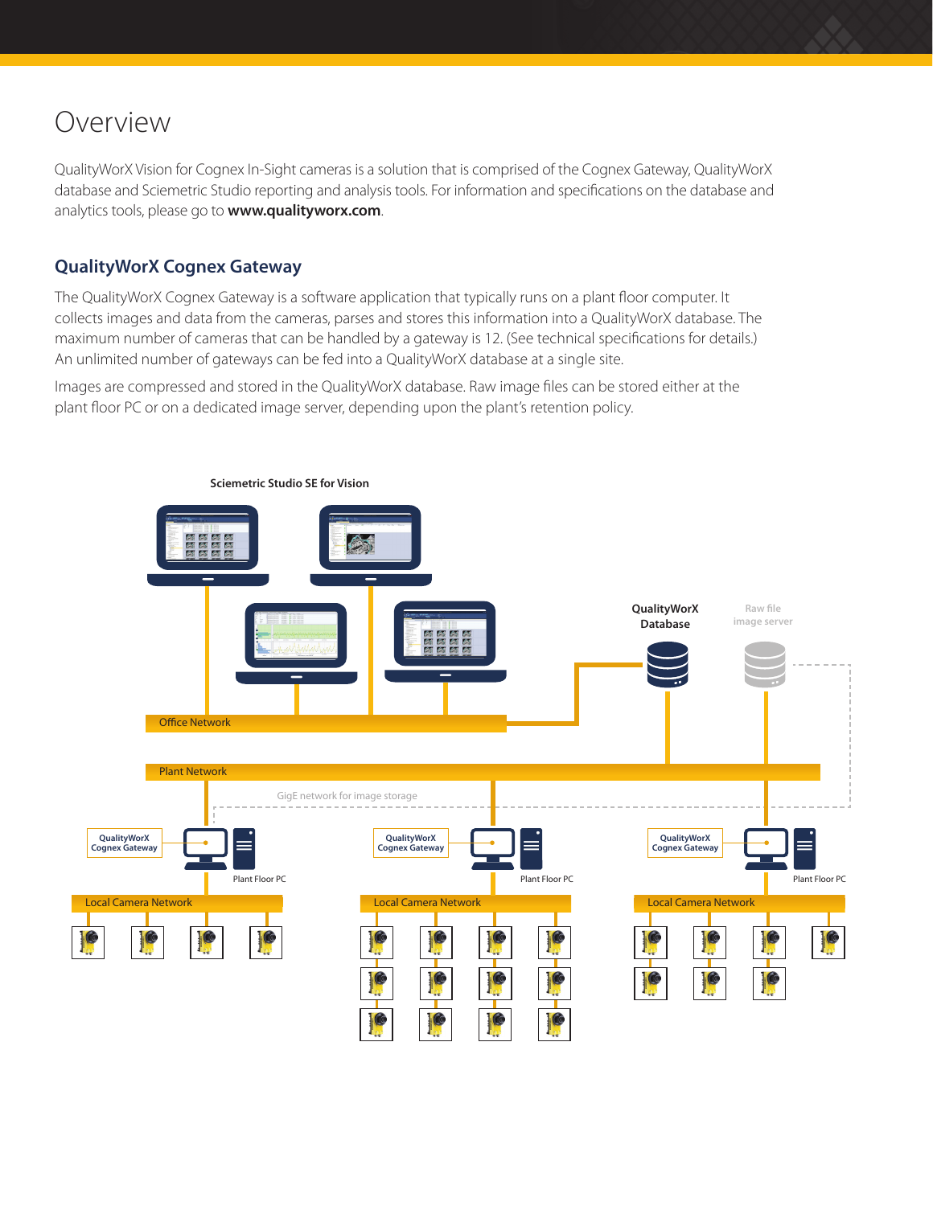# Overview

QualityWorX Vision for Cognex In-Sight cameras is a solution that is comprised of the Cognex Gateway, QualityWorX database and Sciemetric Studio reporting and analysis tools. For information and specifications on the database and analytics tools, please go to **www.qualityworx.com**.

## QualityWorX Cognex Gateway

The QualityWorX Cognex Gateway is a software application that typically runs on a plant floor computer. It collects images and data from the cameras, parses and stores this information into a QualityWorX database. The maximum number of cameras that can be handled by a gateway is 12. (See technical specifications for details.) An unlimited number of gateways can be fed into a QualityWorX database at a single site.

Images are compressed and stored in the QualityWorX database. Raw image files can be stored either at the plant floor PC or on a dedicated image server, depending upon the plant's retention policy.

**Sciemetric Studio SE for Vision**

**QualityWorX Database**

Raw file image server

Office Network

Plant Network

GigE network for image storage

QualityWorX Cognex Gateway

Plant Floor PC

Local Camera Network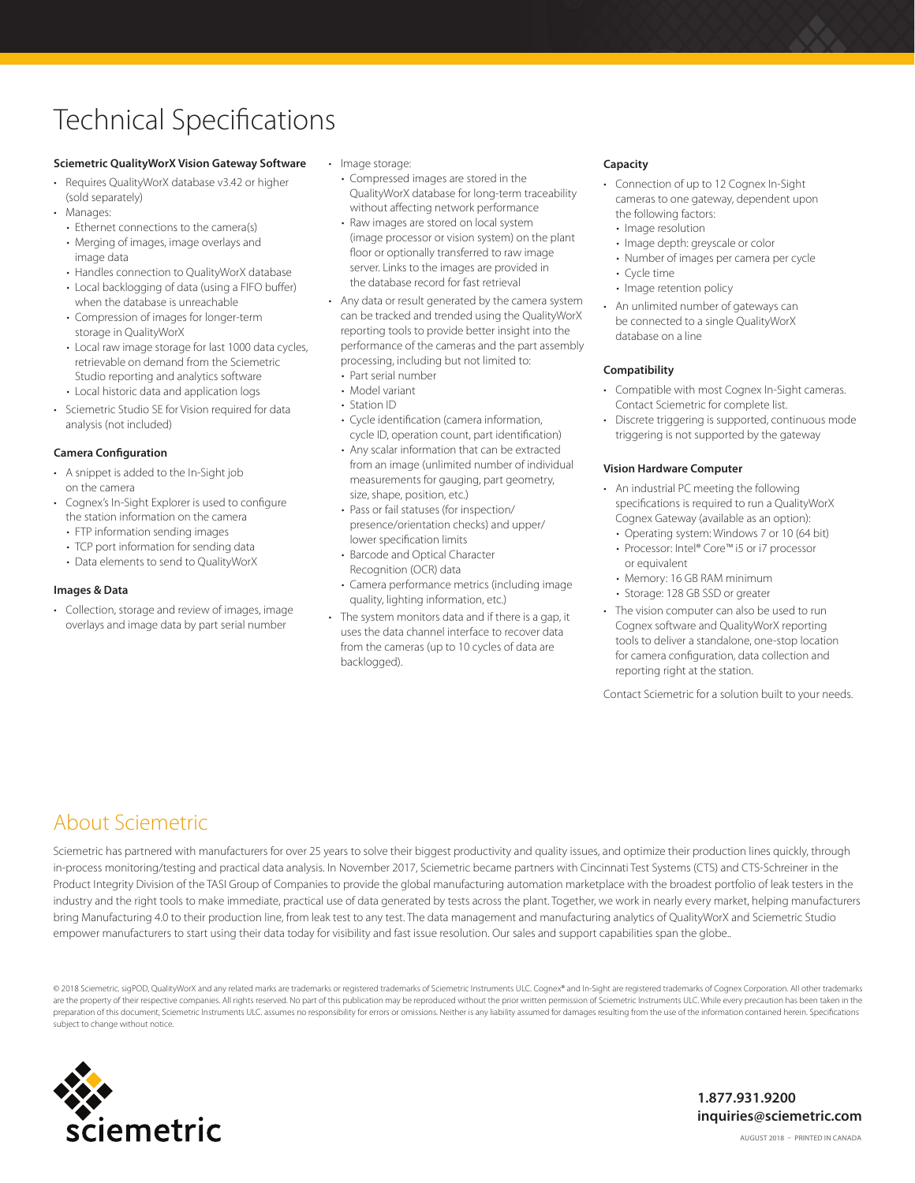# Technical Specifications

### Sciemetric QualityWorX Vision Gateway Software

- Requires QualityWorX database v3.42 or higher (sold separately)
- Manages:
  - Ethernet connections to the camera(s)
  - Merging of images, image overlays and image data
  - Handles connection to QualityWorX database
  - Local backlogging of data (using a FIFO buffer) when the database is unreachable
  - Compression of images for longer-term storage in QualityWorX
  - Local raw image storage for last 1000 data cycles, retrievable on demand from the Sciemetric Studio reporting and analytics software
  - Local historic data and application logs
- Sciemetric Studio SE for Vision required for data analysis (not included)

### Camera Configuration

- A snippet is added to the In-Sight job on the camera
- Cognex's In-Sight Explorer is used to configure the station information on the camera
  - FTP information sending images
  - TCP port information for sending data
  - Data elements to send to QualityWorX

### Images & Data

- Collection, storage and review of images, image overlays and image data by part serial number
- Image storage:
  - Compressed images are stored in the QualityWorX database for long-term traceability without affecting network performance
  - Raw images are stored on local system (image processor or vision system) on the plant floor or optionally transferred to raw image server. Links to the images are provided in the database record for fast retrieval
- Any data or result generated by the camera system can be tracked and trended using the QualityWorX reporting tools to provide better insight into the performance of the cameras and the part assembly processing, including but not limited to:
  - Part serial number
  - Model variant
  - Station ID
  - Cycle identification (camera information, cycle ID, operation count, part identification)
  - Any scalar information that can be extracted from an image (unlimited number of individual measurements for gauging, part geometry, size, shape, position, etc.)
  - Pass or fail statuses (for inspection/presence/orientation checks) and upper/lower specification limits
  - Barcode and Optical Character Recognition (OCR) data
  - Camera performance metrics (including image quality, lighting information, etc.)
- The system monitors data and if there is a gap, it uses the data channel interface to recover data from the cameras (up to 10 cycles of data are backlogged).

### Capacity

- Connection of up to 12 Cognex In-Sight cameras to one gateway, dependent upon the following factors:
  - Image resolution
  - Image depth: greyscale or color
  - Number of images per camera per cycle
  - Cycle time
  - Image retention policy
- An unlimited number of gateways can be connected to a single QualityWorX database on a line

### Compatibility

- Compatible with most Cognex In-Sight cameras. Contact Sciemetric for complete list.
- Discrete triggering is supported, continuous mode triggering is not supported by the gateway

### Vision Hardware Computer

- An industrial PC meeting the following specifications is required to run a QualityWorX Cognex Gateway (available as an option):
  - Operating system: Windows 7 or 10 (64 bit)
  - Processor: Intel® Core™ i5 or i7 processor or equivalent
  - Memory: 16 GB RAM minimum
  - Storage: 128 GB SSD or greater
- The vision computer can also be used to run Cognex software and QualityWorX reporting tools to deliver a standalone, one-stop location for camera configuration, data collection and reporting right at the station.

Contact Sciemetric for a solution built to your needs.

## About Sciemetric

Sciemetric has partnered with manufacturers for over 25 years to solve their biggest productivity and quality issues, and optimize their production lines quickly, through in-process monitoring/testing and practical data analysis. In November 2017, Sciemetric became partners with Cincinnati Test Systems (CTS) and CTS-Schreiner in the Product Integrity Division of the TASI Group of Companies to provide the global manufacturing automation marketplace with the broadest portfolio of leak testers in the industry and the right tools to make immediate, practical use of data generated by tests across the plant. Together, we work in nearly every market, helping manufacturers bring Manufacturing 4.0 to their production line, from leak test to any test. The data management and manufacturing analytics of QualityWorX and Sciemetric Studio empower manufacturers to start using their data today for visibility and fast issue resolution. Our sales and support capabilities span the globe..

© 2018 Sciemetric. sigPOD, QualityWorX and any related marks are trademarks or registered trademarks of Sciemetric Instruments ULC. Cognex® and In-Sight are registered trademarks of Cognex Corporation. All other trademarks are the property of their respective companies. All rights reserved. No part of this publication may be reproduced without the prior written permission of Sciemetric Instruments ULC. While every precaution has been taken in the preparation of this document, Sciemetric Instruments ULC. assumes no responsibility for errors or omissions. Neither is any liability assumed for damages resulting from the use of the information contained herein. Specifications subject to change without notice.

sciemetric

**1.877.931.9200**
**inquiries@sciemetric.com**

AUGUST 2018 – PRINTED IN CANADA